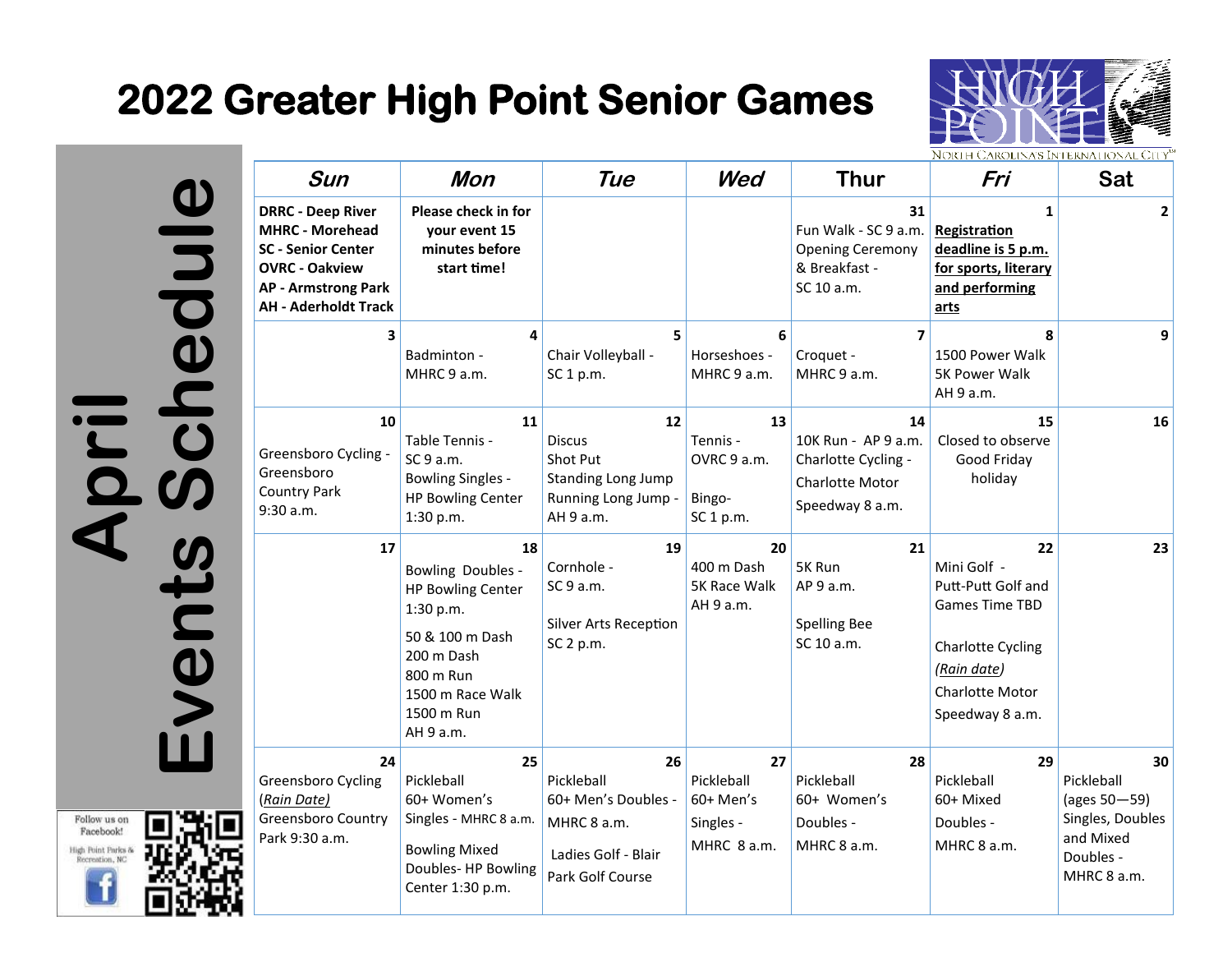# 2022 Greater High Point Senior Games

## April Events Schedule

| Sun | Mon | Tue | Wed | Thur | Fri | Sat |
|---|---|---|---|---|---|---|
| **DRRC - Deep River** **MHRC - Morehead** **SC - Senior Center** **OVRC - Oakview** **AP - Armstrong Park** **AH - Aderholdt Track** | **Please check in for your event 15 minutes before start time!** | | | 31 Fun Walk - SC 9 a.m. Opening Ceremony & Breakfast - SC 10 a.m. | 1 **Registration deadline is 5 p.m. for sports, literary and performing arts** | 2 |
| 3 | 4 Badminton - MHRC 9 a.m. | 5 Chair Volleyball - SC 1 p.m. | 6 Horseshoes - MHRC 9 a.m. | 7 Croquet - MHRC 9 a.m. | 8 1500 Power Walk 5K Power Walk AH 9 a.m. | 9 |
| 10 Greensboro Cycling - Greensboro Country Park 9:30 a.m. | 11 Table Tennis - SC 9 a.m. Bowling Singles - HP Bowling Center 1:30 p.m. | 12 Discus Shot Put Standing Long Jump Running Long Jump - AH 9 a.m. | 13 Tennis - OVRC 9 a.m. Bingo- SC 1 p.m. | 14 10K Run - AP 9 a.m. Charlotte Cycling - Charlotte Motor Speedway 8 a.m. | 15 Closed to observe Good Friday holiday | 16 |
| 17 | 18 Bowling Doubles - HP Bowling Center 1:30 p.m. 50 & 100 m Dash 200 m Dash 800 m Run 1500 m Race Walk 1500 m Run AH 9 a.m. | 19 Cornhole - SC 9 a.m. Silver Arts Reception SC 2 p.m. | 20 400 m Dash 5K Race Walk AH 9 a.m. | 21 5K Run AP 9 a.m. Spelling Bee SC 10 a.m. | 22 Mini Golf - Putt-Putt Golf and Games Time TBD Charlotte Cycling *(Rain date)* Charlotte Motor Speedway 8 a.m. | 23 |
| 24 Greensboro Cycling *(Rain Date)* Greensboro Country Park 9:30 a.m. | 25 Pickleball 60+ Women's Singles - MHRC 8 a.m. Bowling Mixed Doubles- HP Bowling Center 1:30 p.m. | 26 Pickleball 60+ Men's Doubles - MHRC 8 a.m. Ladies Golf - Blair Park Golf Course | 27 Pickleball 60+ Men's Singles - MHRC 8 a.m. | 28 Pickleball 60+ Women's Doubles - MHRC 8 a.m. | 29 Pickleball 60+ Mixed Doubles - MHRC 8 a.m. | 30 Pickleball (ages 50—59) Singles, Doubles and Mixed Doubles - MHRC 8 a.m. |

Follow us on Facebook! High Point Parks & Recreation, NC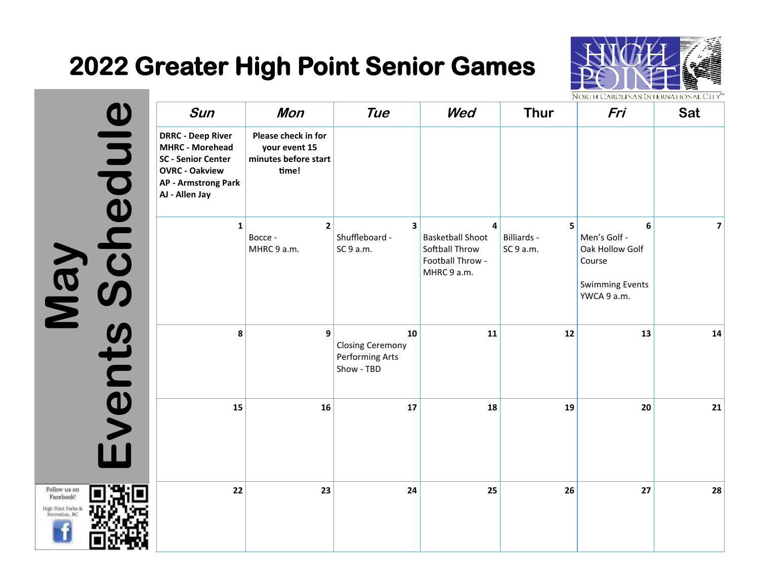# 2022 Greater High Point Senior Games

## May Events Schedule

| Sun | Mon | Tue | Wed | Thur | Fri | Sat |
|---|---|---|---|---|---|---|
| **DRRC - Deep River**<br>**MHRC - Morehead**<br>**SC - Senior Center**<br>**OVRC - Oakview**<br>**AP - Armstrong Park**<br>**AJ - Allen Jay** | **Please check in for your event 15 minutes before start time!** | | | | | |
| **1** | **2**<br>Bocce - MHRC 9 a.m. | **3**<br>Shuffleboard - SC 9 a.m. | **4**<br>Basketball Shoot<br>Softball Throw<br>Football Throw - MHRC 9 a.m. | **5**<br>Billiards - SC 9 a.m. | **6**<br>Men's Golf - Oak Hollow Golf Course<br><br>Swimming Events YWCA 9 a.m. | **7** |
| **8** | **9** | **10**<br>Closing Ceremony<br>Performing Arts Show - TBD | **11** | **12** | **13** | **14** |
| **15** | **16** | **17** | **18** | **19** | **20** | **21** |
| **22** | **23** | **24** | **25** | **26** | **27** | **28** |

Follow us on Facebook!

High Point Parks & Recreation, NC

HIGH POINT

NORTH CAROLINA'S INTERNATIONAL CITY